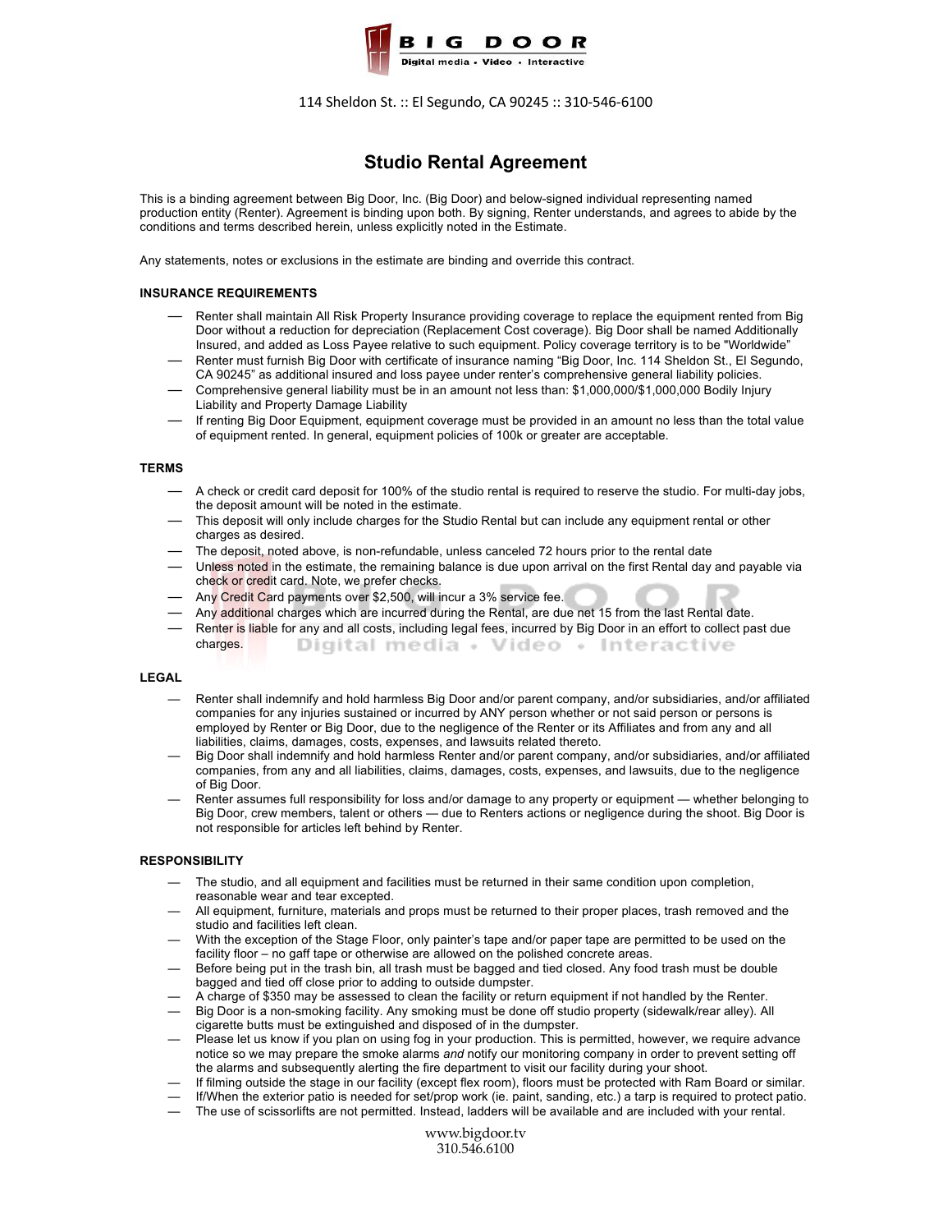BIG DOOR
Digital media • Video • Interactive

114 Sheldon St. :: El Segundo, CA 90245 :: 310-546-6100

# Studio Rental Agreement

This is a binding agreement between Big Door, Inc. (Big Door) and below-signed individual representing named production entity (Renter). Agreement is binding upon both. By signing, Renter understands, and agrees to abide by the conditions and terms described herein, unless explicitly noted in the Estimate.

Any statements, notes or exclusions in the estimate are binding and override this contract.

**INSURANCE REQUIREMENTS**

- Renter shall maintain All Risk Property Insurance providing coverage to replace the equipment rented from Big Door without a reduction for depreciation (Replacement Cost coverage). Big Door shall be named Additionally Insured, and added as Loss Payee relative to such equipment. Policy coverage territory is to be "Worldwide"
- Renter must furnish Big Door with certificate of insurance naming "Big Door, Inc. 114 Sheldon St., El Segundo, CA 90245" as additional insured and loss payee under renter's comprehensive general liability policies.
- Comprehensive general liability must be in an amount not less than: $1,000,000/$1,000,000 Bodily Injury Liability and Property Damage Liability
- If renting Big Door Equipment, equipment coverage must be provided in an amount no less than the total value of equipment rented. In general, equipment policies of 100k or greater are acceptable.

**TERMS**

- A check or credit card deposit for 100% of the studio rental is required to reserve the studio. For multi-day jobs, the deposit amount will be noted in the estimate.
- This deposit will only include charges for the Studio Rental but can include any equipment rental or other charges as desired.
- The deposit, noted above, is non-refundable, unless canceled 72 hours prior to the rental date
- Unless noted in the estimate, the remaining balance is due upon arrival on the first Rental day and payable via check or credit card. Note, we prefer checks.
- Any Credit Card payments over $2,500, will incur a 3% service fee.
- Any additional charges which are incurred during the Rental, are due net 15 from the last Rental date.
- Renter is liable for any and all costs, including legal fees, incurred by Big Door in an effort to collect past due charges.

**LEGAL**

- Renter shall indemnify and hold harmless Big Door and/or parent company, and/or subsidiaries, and/or affiliated companies for any injuries sustained or incurred by ANY person whether or not said person or persons is employed by Renter or Big Door, due to the negligence of the Renter or its Affiliates and from any and all liabilities, claims, damages, costs, expenses, and lawsuits related thereto.
- Big Door shall indemnify and hold harmless Renter and/or parent company, and/or subsidiaries, and/or affiliated companies, from any and all liabilities, claims, damages, costs, expenses, and lawsuits, due to the negligence of Big Door.
- Renter assumes full responsibility for loss and/or damage to any property or equipment — whether belonging to Big Door, crew members, talent or others — due to Renters actions or negligence during the shoot. Big Door is not responsible for articles left behind by Renter.

**RESPONSIBILITY**

- The studio, and all equipment and facilities must be returned in their same condition upon completion, reasonable wear and tear excepted.
- All equipment, furniture, materials and props must be returned to their proper places, trash removed and the studio and facilities left clean.
- With the exception of the Stage Floor, only painter's tape and/or paper tape are permitted to be used on the facility floor – no gaff tape or otherwise are allowed on the polished concrete areas.
- Before being put in the trash bin, all trash must be bagged and tied closed. Any food trash must be double bagged and tied off close prior to adding to outside dumpster.
- A charge of $350 may be assessed to clean the facility or return equipment if not handled by the Renter.
- Big Door is a non-smoking facility. Any smoking must be done off studio property (sidewalk/rear alley). All cigarette butts must be extinguished and disposed of in the dumpster.
- Please let us know if you plan on using fog in your production. This is permitted, however, we require advance notice so we may prepare the smoke alarms *and* notify our monitoring company in order to prevent setting off the alarms and subsequently alerting the fire department to visit our facility during your shoot.
- If filming outside the stage in our facility (except flex room), floors must be protected with Ram Board or similar.
- If/When the exterior patio is needed for set/prop work (ie. paint, sanding, etc.) a tarp is required to protect patio.
- The use of scissorlifts are not permitted. Instead, ladders will be available and are included with your rental.

www.bigdoor.tv
310.546.6100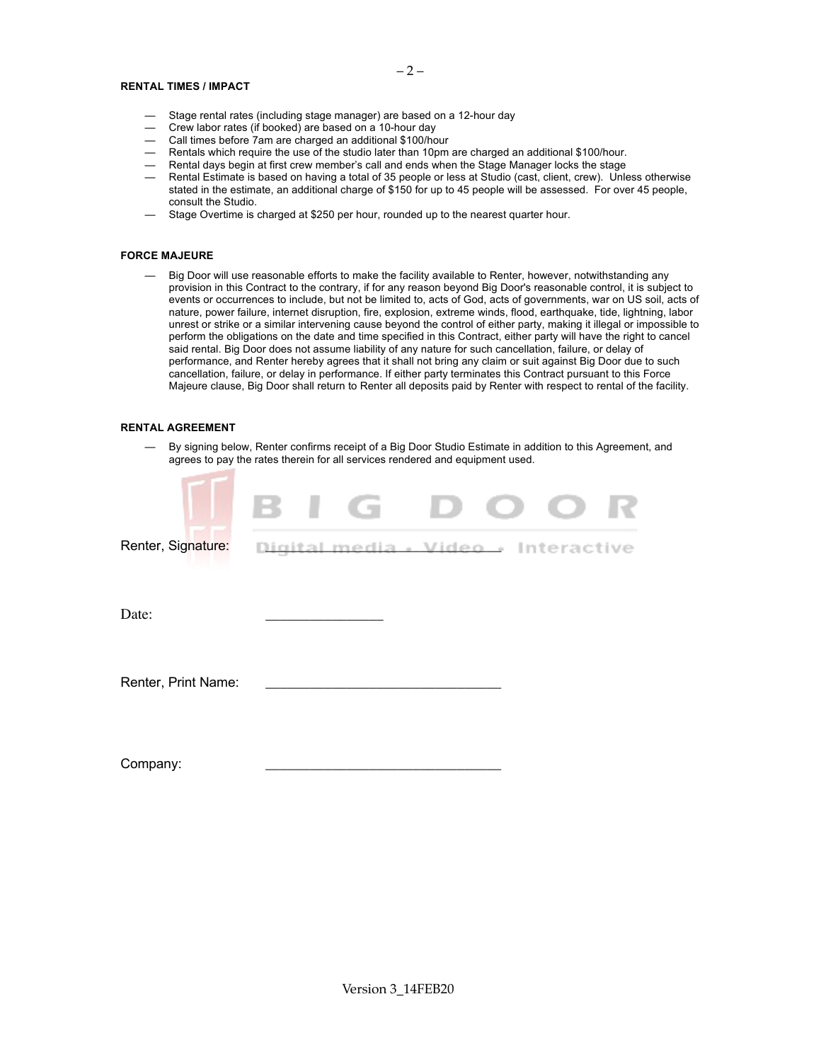**RENTAL TIMES / IMPACT**

- Stage rental rates (including stage manager) are based on a 12-hour day
- Crew labor rates (if booked) are based on a 10-hour day
- Call times before 7am are charged an additional $100/hour
- Rentals which require the use of the studio later than 10pm are charged an additional $100/hour.
- Rental days begin at first crew member's call and ends when the Stage Manager locks the stage
- Rental Estimate is based on having a total of 35 people or less at Studio (cast, client, crew). Unless otherwise stated in the estimate, an additional charge of $150 for up to 45 people will be assessed. For over 45 people, consult the Studio.
- Stage Overtime is charged at $250 per hour, rounded up to the nearest quarter hour.

**FORCE MAJEURE**

- Big Door will use reasonable efforts to make the facility available to Renter, however, notwithstanding any provision in this Contract to the contrary, if for any reason beyond Big Door's reasonable control, it is subject to events or occurrences to include, but not be limited to, acts of God, acts of governments, war on US soil, acts of nature, power failure, internet disruption, fire, explosion, extreme winds, flood, earthquake, tide, lightning, labor unrest or strike or a similar intervening cause beyond the control of either party, making it illegal or impossible to perform the obligations on the date and time specified in this Contract, either party will have the right to cancel said rental. Big Door does not assume liability of any nature for such cancellation, failure, or delay of performance, and Renter hereby agrees that it shall not bring any claim or suit against Big Door due to such cancellation, failure, or delay in performance. If either party terminates this Contract pursuant to this Force Majeure clause, Big Door shall return to Renter all deposits paid by Renter with respect to rental of the facility.

**RENTAL AGREEMENT**

- By signing below, Renter confirms receipt of a Big Door Studio Estimate in addition to this Agreement, and agrees to pay the rates therein for all services rendered and equipment used.

BIG DOOR
Digital media • Video • Interactive

Renter, Signature: ________________________________

Date: ________________

Renter, Print Name: ________________________________

Company: ________________________________

Version 3_14FEB20